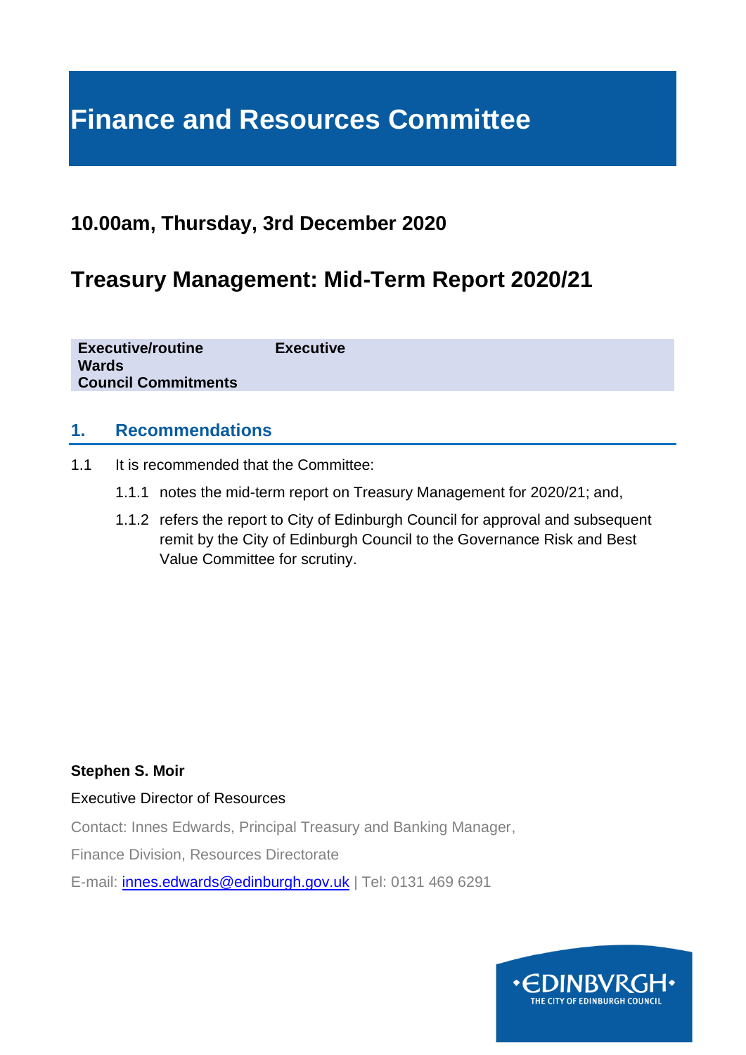# Finance and Resources Committee

## 10.00am, Thursday, 3rd December 2020

## Treasury Management: Mid-Term Report 2020/21

| | |
|---|---|
| **Executive/routine** | **Executive** |
| **Wards** | |
| **Council Commitments** | |

### 1. Recommendations

1.1 It is recommended that the Committee:

1.1.1 notes the mid-term report on Treasury Management for 2020/21; and,

1.1.2 refers the report to City of Edinburgh Council for approval and subsequent remit by the City of Edinburgh Council to the Governance Risk and Best Value Committee for scrutiny.

**Stephen S. Moir**

Executive Director of Resources

Contact: Innes Edwards, Principal Treasury and Banking Manager,

Finance Division, Resources Directorate

E-mail: innes.edwards@edinburgh.gov.uk | Tel: 0131 469 6291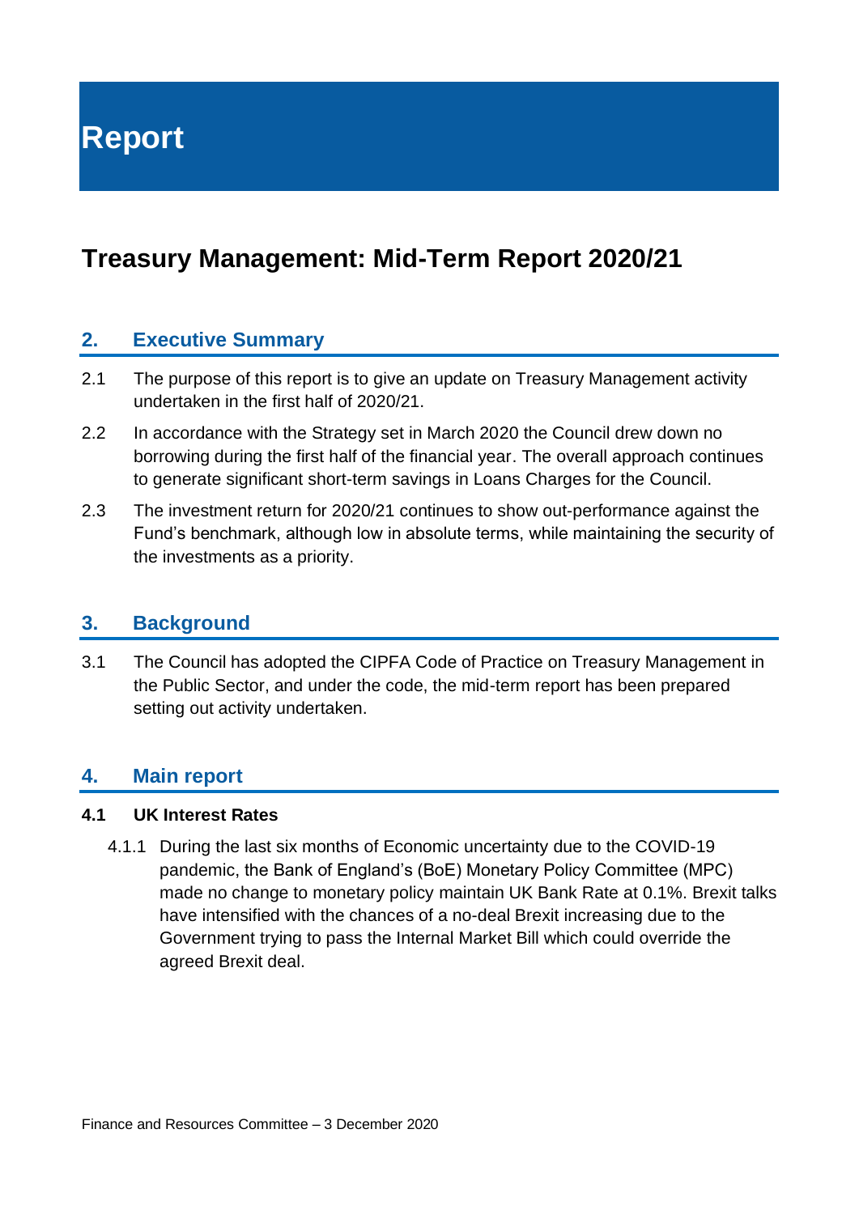# Report

## Treasury Management: Mid-Term Report 2020/21

### 2. Executive Summary

2.1 The purpose of this report is to give an update on Treasury Management activity undertaken in the first half of 2020/21.

2.2 In accordance with the Strategy set in March 2020 the Council drew down no borrowing during the first half of the financial year. The overall approach continues to generate significant short-term savings in Loans Charges for the Council.

2.3 The investment return for 2020/21 continues to show out-performance against the Fund's benchmark, although low in absolute terms, while maintaining the security of the investments as a priority.

### 3. Background

3.1 The Council has adopted the CIPFA Code of Practice on Treasury Management in the Public Sector, and under the code, the mid-term report has been prepared setting out activity undertaken.

### 4. Main report

#### 4.1 UK Interest Rates

4.1.1 During the last six months of Economic uncertainty due to the COVID-19 pandemic, the Bank of England's (BoE) Monetary Policy Committee (MPC) made no change to monetary policy maintain UK Bank Rate at 0.1%. Brexit talks have intensified with the chances of a no-deal Brexit increasing due to the Government trying to pass the Internal Market Bill which could override the agreed Brexit deal.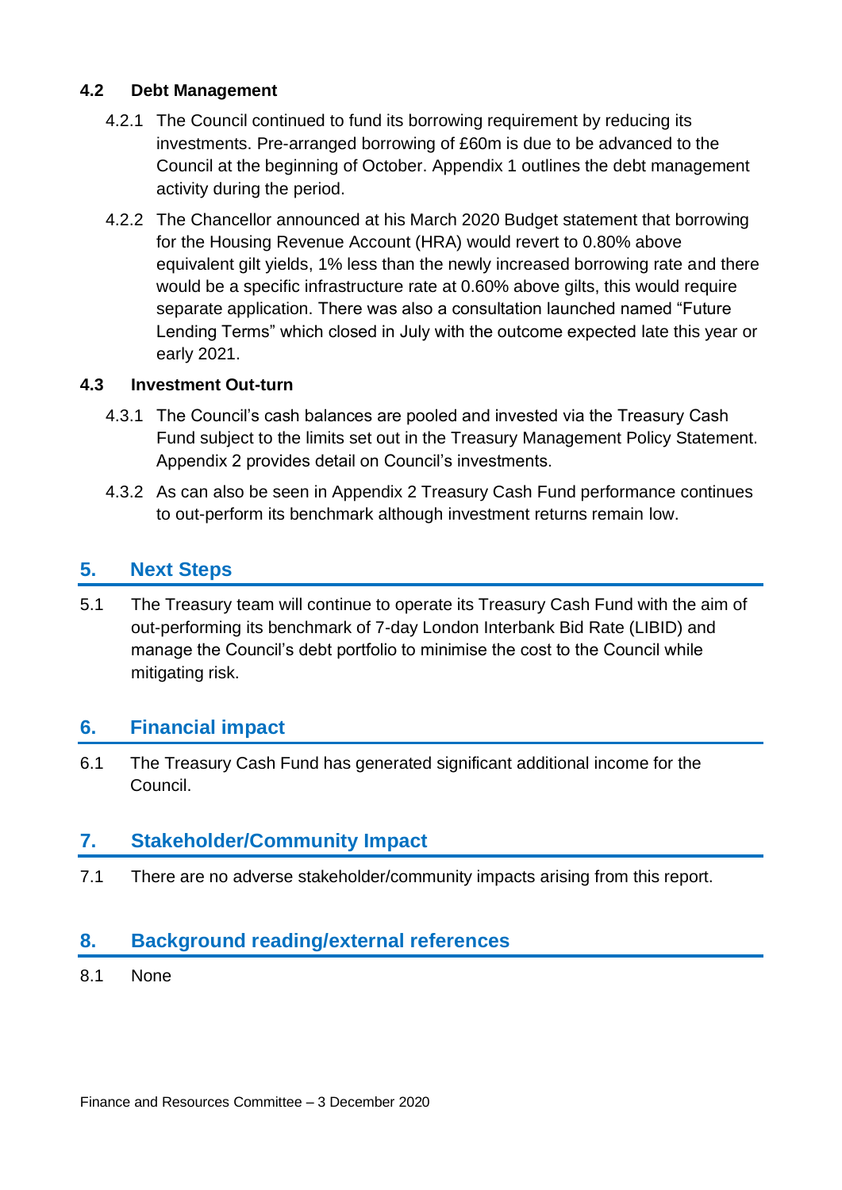### 4.2 Debt Management

4.2.1 The Council continued to fund its borrowing requirement by reducing its investments. Pre-arranged borrowing of £60m is due to be advanced to the Council at the beginning of October. Appendix 1 outlines the debt management activity during the period.

4.2.2 The Chancellor announced at his March 2020 Budget statement that borrowing for the Housing Revenue Account (HRA) would revert to 0.80% above equivalent gilt yields, 1% less than the newly increased borrowing rate and there would be a specific infrastructure rate at 0.60% above gilts, this would require separate application. There was also a consultation launched named "Future Lending Terms" which closed in July with the outcome expected late this year or early 2021.

### 4.3 Investment Out-turn

4.3.1 The Council's cash balances are pooled and invested via the Treasury Cash Fund subject to the limits set out in the Treasury Management Policy Statement. Appendix 2 provides detail on Council's investments.

4.3.2 As can also be seen in Appendix 2 Treasury Cash Fund performance continues to out-perform its benchmark although investment returns remain low.

## 5. Next Steps

5.1 The Treasury team will continue to operate its Treasury Cash Fund with the aim of out-performing its benchmark of 7-day London Interbank Bid Rate (LIBID) and manage the Council's debt portfolio to minimise the cost to the Council while mitigating risk.

## 6. Financial impact

6.1 The Treasury Cash Fund has generated significant additional income for the Council.

## 7. Stakeholder/Community Impact

7.1 There are no adverse stakeholder/community impacts arising from this report.

## 8. Background reading/external references

8.1 None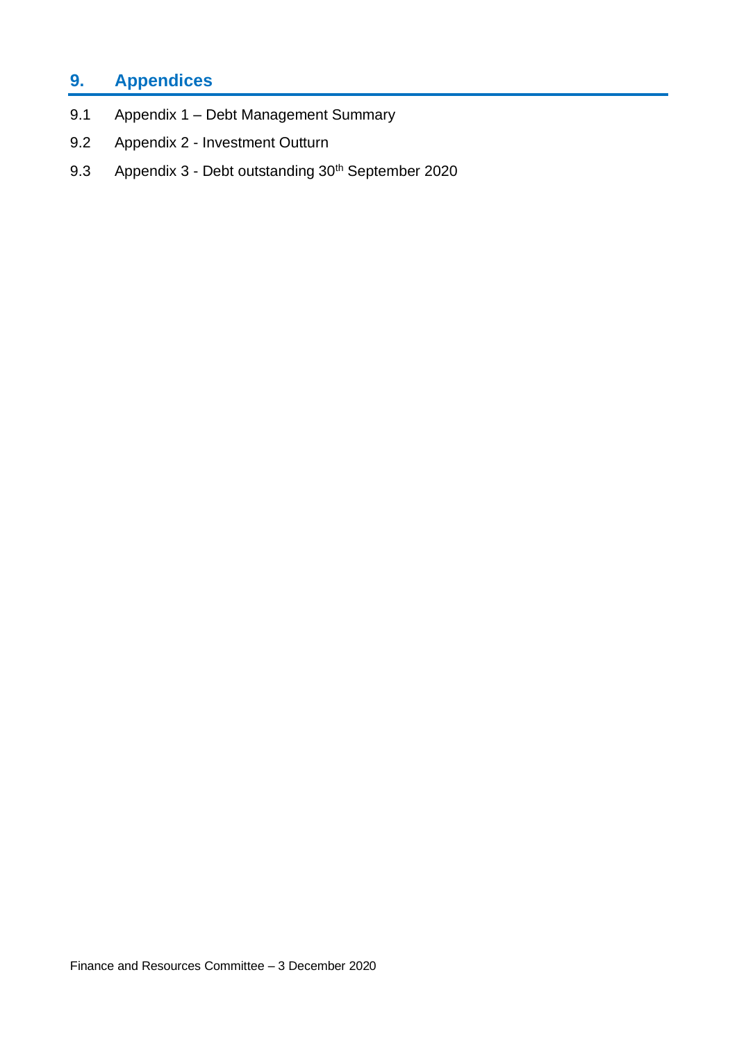## 9. Appendices

9.1 Appendix 1 – Debt Management Summary

9.2 Appendix 2 - Investment Outturn

9.3 Appendix 3 - Debt outstanding 30th September 2020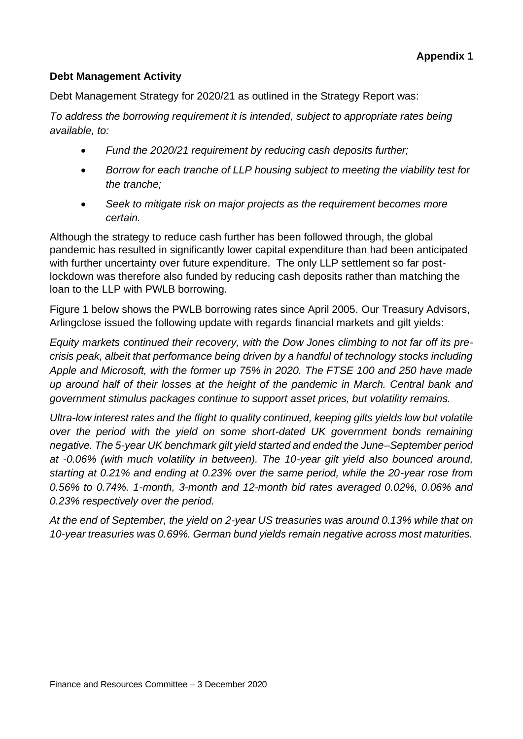**Appendix 1**

**Debt Management Activity**

Debt Management Strategy for 2020/21 as outlined in the Strategy Report was:

*To address the borrowing requirement it is intended, subject to appropriate rates being available, to:*

- *Fund the 2020/21 requirement by reducing cash deposits further;*
- *Borrow for each tranche of LLP housing subject to meeting the viability test for the tranche;*
- *Seek to mitigate risk on major projects as the requirement becomes more certain.*

Although the strategy to reduce cash further has been followed through, the global pandemic has resulted in significantly lower capital expenditure than had been anticipated with further uncertainty over future expenditure. The only LLP settlement so far post-lockdown was therefore also funded by reducing cash deposits rather than matching the loan to the LLP with PWLB borrowing.

Figure 1 below shows the PWLB borrowing rates since April 2005. Our Treasury Advisors, Arlingclose issued the following update with regards financial markets and gilt yields:

*Equity markets continued their recovery, with the Dow Jones climbing to not far off its pre-crisis peak, albeit that performance being driven by a handful of technology stocks including Apple and Microsoft, with the former up 75% in 2020. The FTSE 100 and 250 have made up around half of their losses at the height of the pandemic in March. Central bank and government stimulus packages continue to support asset prices, but volatility remains.*

*Ultra-low interest rates and the flight to quality continued, keeping gilts yields low but volatile over the period with the yield on some short-dated UK government bonds remaining negative. The 5-year UK benchmark gilt yield started and ended the June–September period at -0.06% (with much volatility in between). The 10-year gilt yield also bounced around, starting at 0.21% and ending at 0.23% over the same period, while the 20-year rose from 0.56% to 0.74%. 1-month, 3-month and 12-month bid rates averaged 0.02%, 0.06% and 0.23% respectively over the period.*

*At the end of September, the yield on 2-year US treasuries was around 0.13% while that on 10-year treasuries was 0.69%. German bund yields remain negative across most maturities.*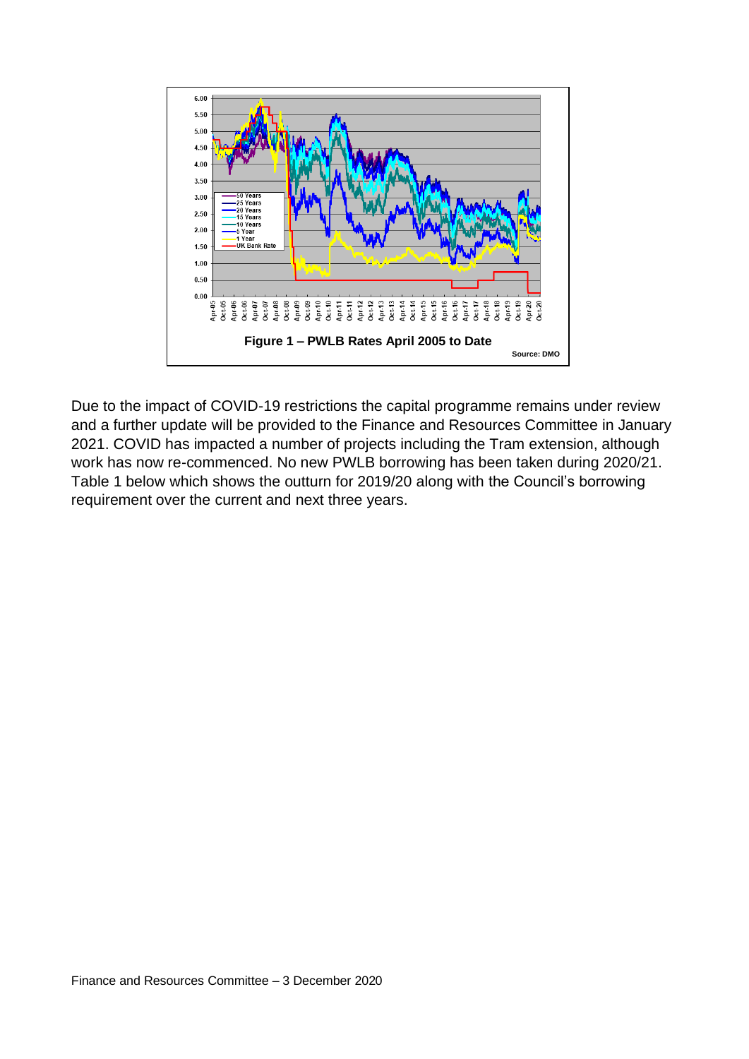6.00
5.50
5.00
4.50
4.00
3.50
3.00
2.50
2.00
1.50
1.00
0.50
0.00

50 Years
25 Years
20 Years
15 Years
10 Years
5 Year
1 Year
UK Bank Rate

Apr-05 Oct-05 Apr-06 Oct-06 Apr-07 Oct-07 Apr-08 Oct-08 Apr-09 Oct-09 Apr-10 Oct-10 Apr-11 Oct-11 Apr-12 Oct-12 Apr-13 Oct-13 Apr-14 Oct-14 Apr-15 Oct-15 Apr-16 Oct-16 Apr-17 Oct-17 Apr-18 Oct-18 Apr-19 Oct-19 Apr-20 Oct-20

**Figure 1 – PWLB Rates April 2005 to Date**

**Source: DMO**

Due to the impact of COVID-19 restrictions the capital programme remains under review and a further update will be provided to the Finance and Resources Committee in January 2021. COVID has impacted a number of projects including the Tram extension, although work has now re-commenced. No new PWLB borrowing has been taken during 2020/21. Table 1 below which shows the outturn for 2019/20 along with the Council's borrowing requirement over the current and next three years.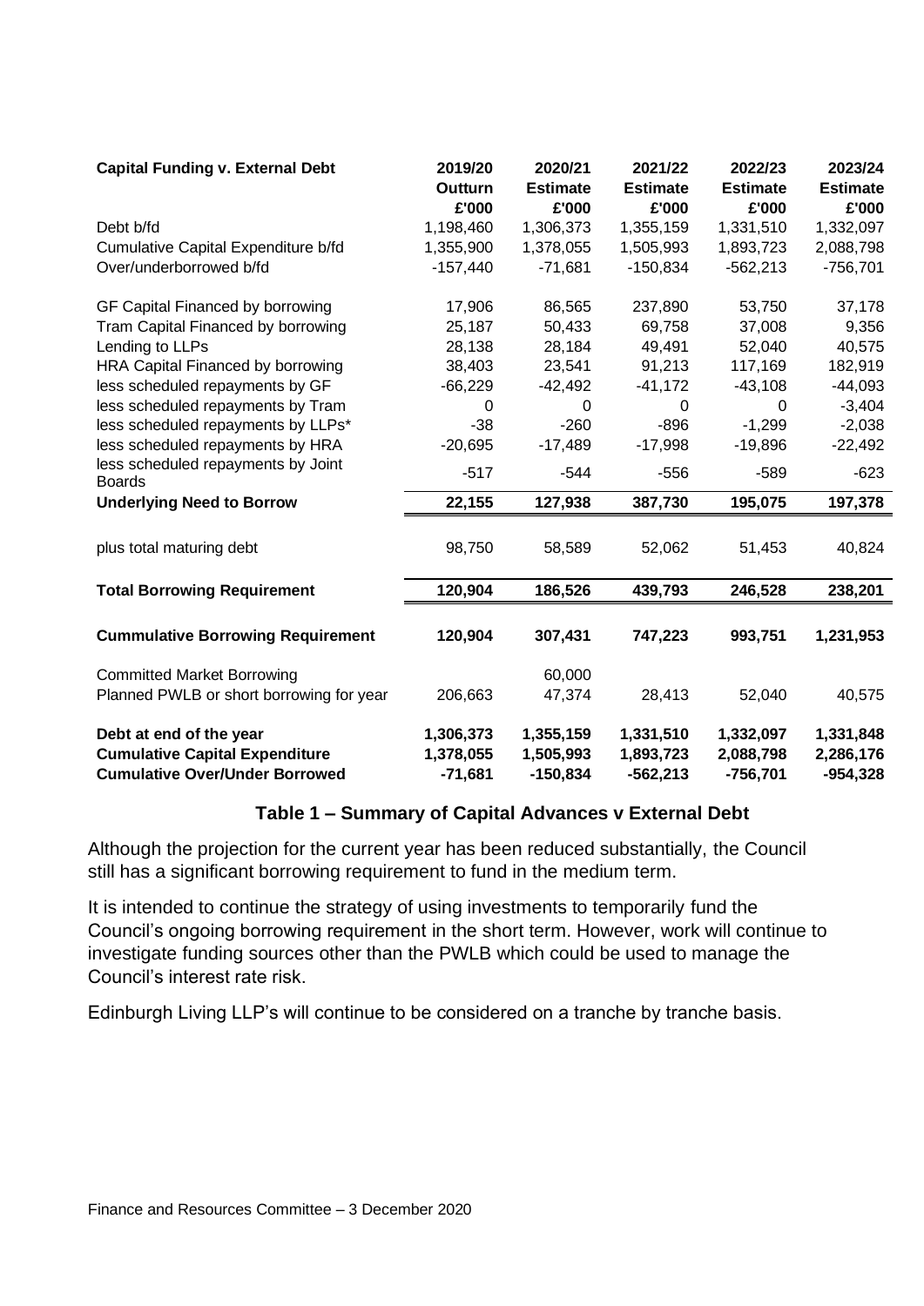| Capital Funding v. External Debt | 2019/20 Outturn £'000 | 2020/21 Estimate £'000 | 2021/22 Estimate £'000 | 2022/23 Estimate £'000 | 2023/24 Estimate £'000 |
|---|---|---|---|---|---|
| Debt b/fd | 1,198,460 | 1,306,373 | 1,355,159 | 1,331,510 | 1,332,097 |
| Cumulative Capital Expenditure b/fd | 1,355,900 | 1,378,055 | 1,505,993 | 1,893,723 | 2,088,798 |
| Over/underborrowed b/fd | -157,440 | -71,681 | -150,834 | -562,213 | -756,701 |
| GF Capital Financed by borrowing | 17,906 | 86,565 | 237,890 | 53,750 | 37,178 |
| Tram Capital Financed by borrowing | 25,187 | 50,433 | 69,758 | 37,008 | 9,356 |
| Lending to LLPs | 28,138 | 28,184 | 49,491 | 52,040 | 40,575 |
| HRA Capital Financed by borrowing | 38,403 | 23,541 | 91,213 | 117,169 | 182,919 |
| less scheduled repayments by GF | -66,229 | -42,492 | -41,172 | -43,108 | -44,093 |
| less scheduled repayments by Tram | 0 | 0 | 0 | 0 | -3,404 |
| less scheduled repayments by LLPs* | -38 | -260 | -896 | -1,299 | -2,038 |
| less scheduled repayments by HRA | -20,695 | -17,489 | -17,998 | -19,896 | -22,492 |
| less scheduled repayments by Joint Boards | -517 | -544 | -556 | -589 | -623 |
| **Underlying Need to Borrow** | **22,155** | **127,938** | **387,730** | **195,075** | **197,378** |
| plus total maturing debt | 98,750 | 58,589 | 52,062 | 51,453 | 40,824 |
| **Total Borrowing Requirement** | **120,904** | **186,526** | **439,793** | **246,528** | **238,201** |
| **Cummulative Borrowing Requirement** | **120,904** | **307,431** | **747,223** | **993,751** | **1,231,953** |
| Committed Market Borrowing | | 60,000 | | | |
| Planned PWLB or short borrowing for year | 206,663 | 47,374 | 28,413 | 52,040 | 40,575 |
| **Debt at end of the year** | **1,306,373** | **1,355,159** | **1,331,510** | **1,332,097** | **1,331,848** |
| **Cumulative Capital Expenditure** | **1,378,055** | **1,505,993** | **1,893,723** | **2,088,798** | **2,286,176** |
| **Cumulative Over/Under Borrowed** | **-71,681** | **-150,834** | **-562,213** | **-756,701** | **-954,328** |

**Table 1 – Summary of Capital Advances v External Debt**

Although the projection for the current year has been reduced substantially, the Council still has a significant borrowing requirement to fund in the medium term.

It is intended to continue the strategy of using investments to temporarily fund the Council's ongoing borrowing requirement in the short term. However, work will continue to investigate funding sources other than the PWLB which could be used to manage the Council's interest rate risk.

Edinburgh Living LLP's will continue to be considered on a tranche by tranche basis.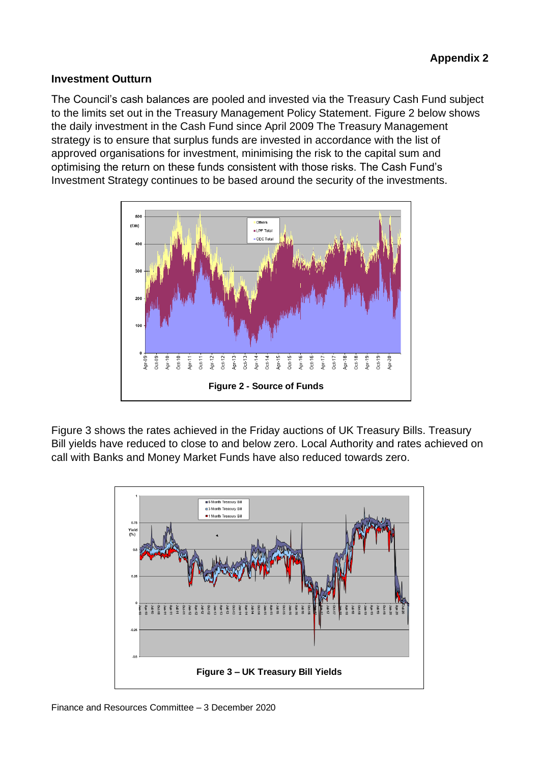**Appendix 2**

## Investment Outturn

The Council's cash balances are pooled and invested via the Treasury Cash Fund subject to the limits set out in the Treasury Management Policy Statement. Figure 2 below shows the daily investment in the Cash Fund since April 2009 The Treasury Management strategy is to ensure that surplus funds are invested in accordance with the list of approved organisations for investment, minimising the risk to the capital sum and optimising the return on these funds consistent with those risks. The Cash Fund's Investment Strategy continues to be based around the security of the investments.

500
(£m)
400
300
200
100
0
Others
LPF Total
CEC Total
Apr-09 Oct-09 Apr-10 Oct-10 Apr-11 Oct-11 Apr-12 Oct-12 Apr-13 Oct-13 Apr-14 Oct-14 Apr-15 Oct-15 Apr-16 Oct-16 Apr-17 Oct-17 Apr-18 Oct-18 Apr-19 Oct-19 Apr-20

**Figure 2 - Source of Funds**

Figure 3 shows the rates achieved in the Friday auctions of UK Treasury Bills. Treasury Bill yields have reduced to close to and below zero. Local Authority and rates achieved on call with Banks and Money Market Funds have also reduced towards zero.

1
0.75
Yield (%)
0.5
0.25
0
-0.25
-0.5
6 Month Treasury Bill
3 Month Treasury Bill
1 Month Treasury Bill

**Figure 3 – UK Treasury Bill Yields**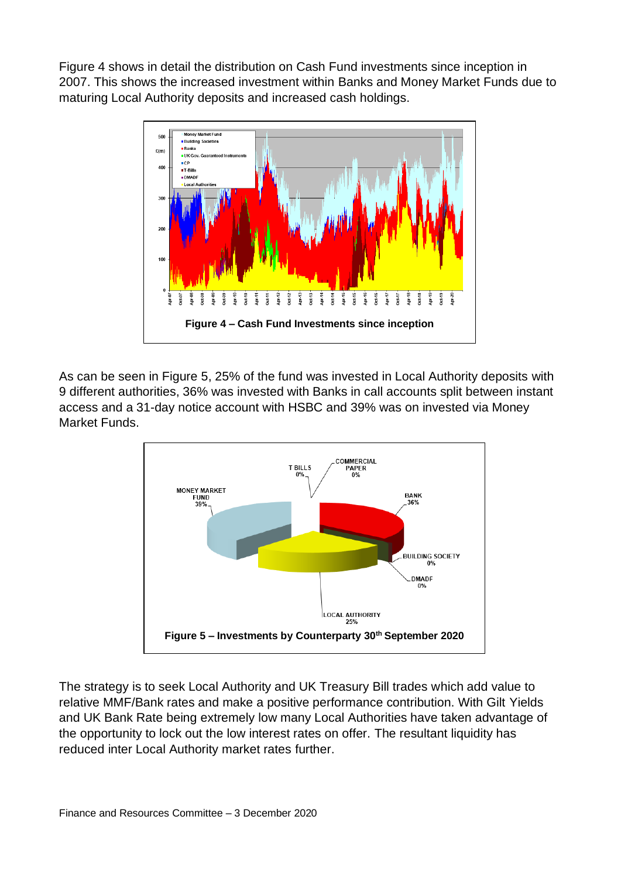Figure 4 shows in detail the distribution on Cash Fund investments since inception in 2007. This shows the increased investment within Banks and Money Market Funds due to maturing Local Authority deposits and increased cash holdings.

Money Market Fund
Building Societies
Banks
UK Gov. Guaranteed Instruments
CP
T-Bills
DMADF
Local Authorities

£(m)
500
400
300
200
100
0

Apr-07, Oct-07, Apr-08, Oct-08, Apr-09, Oct-09, Apr-10, Oct-10, Apr-11, Oct-11, Apr-12, Oct-12, Apr-13, Oct-13, Apr-14, Oct-14, Apr-15, Oct-15, Apr-16, Oct-16, Apr-17, Oct-17, Apr-18, Oct-18, Apr-19, Oct-19, Apr-20

**Figure 4 – Cash Fund Investments since inception**

As can be seen in Figure 5, 25% of the fund was invested in Local Authority deposits with 9 different authorities, 36% was invested with Banks in call accounts split between instant access and a 31-day notice account with HSBC and 39% was on invested via Money Market Funds.

T BILLS
0%

COMMERCIAL PAPER
0%

MONEY MARKET FUND
39%

BANK
36%

BUILDING SOCIETY
0%

DMADF
0%

LOCAL AUTHORITY
25%

**Figure 5 – Investments by Counterparty 30th September 2020**

The strategy is to seek Local Authority and UK Treasury Bill trades which add value to relative MMF/Bank rates and make a positive performance contribution. With Gilt Yields and UK Bank Rate being extremely low many Local Authorities have taken advantage of the opportunity to lock out the low interest rates on offer. The resultant liquidity has reduced inter Local Authority market rates further.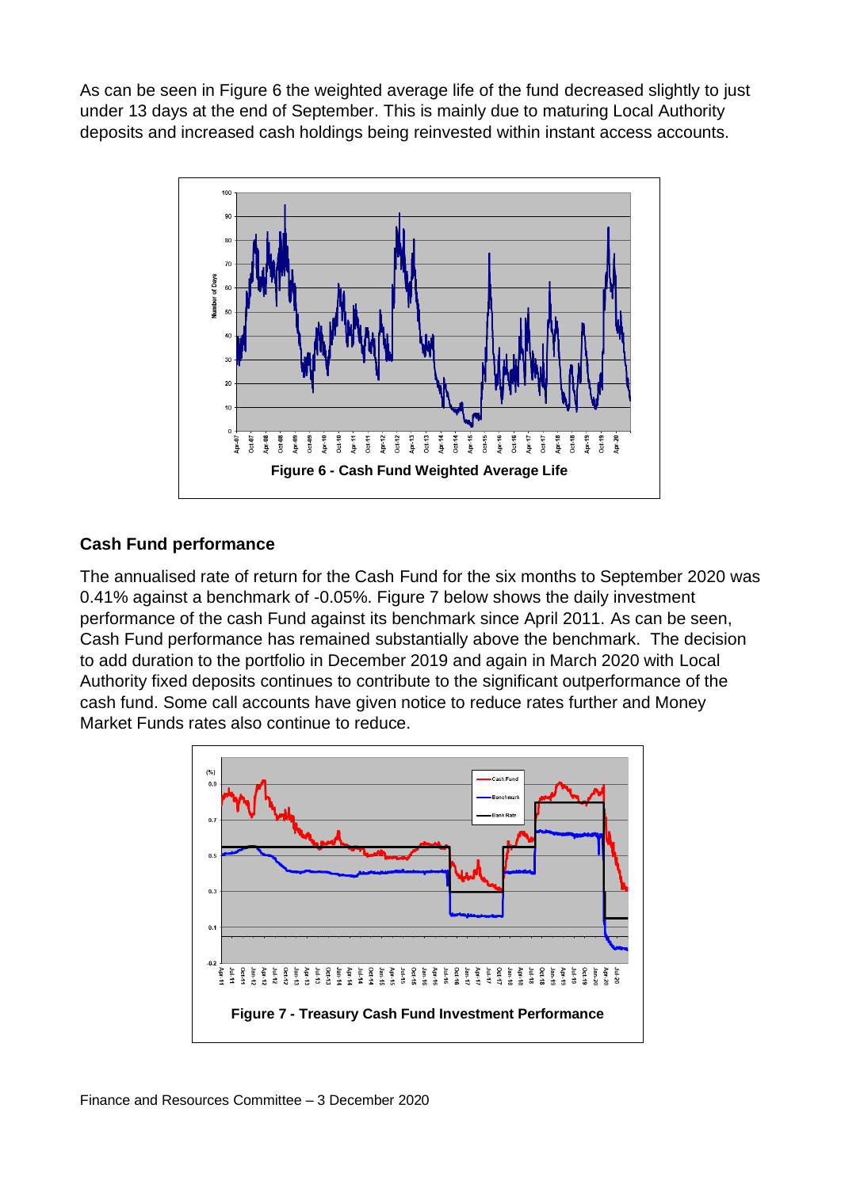As can be seen in Figure 6 the weighted average life of the fund decreased slightly to just under 13 days at the end of September. This is mainly due to maturing Local Authority deposits and increased cash holdings being reinvested within instant access accounts.

Number of Days

100
90
80
70
60
50
40
30
20
10
0

Apr-07 Oct-07 Apr-08 Oct-08 Apr-09 Oct-09 Apr-10 Oct-10 Apr-11 Oct-11 Apr-12 Oct-12 Apr-13 Oct-13 Apr-14 Oct-14 Apr-15 Oct-15 Apr-16 Oct-16 Apr-17 Oct-17 Apr-18 Oct-18 Apr-19 Oct-19 Apr-20

**Figure 6 - Cash Fund Weighted Average Life**

## Cash Fund performance

The annualised rate of return for the Cash Fund for the six months to September 2020 was 0.41% against a benchmark of -0.05%. Figure 7 below shows the daily investment performance of the cash Fund against its benchmark since April 2011. As can be seen, Cash Fund performance has remained substantially above the benchmark. The decision to add duration to the portfolio in December 2019 and again in March 2020 with Local Authority fixed deposits continues to contribute to the significant outperformance of the cash fund. Some call accounts have given notice to reduce rates further and Money Market Funds rates also continue to reduce.

(%)

0.9
0.7
0.5
0.3
0.1
-0.2

Cash Fund
Benchmark
Bank Rate

Apr-11 Jul-11 Oct-11 Jan-12 Apr-12 Jul-12 Oct-12 Jan-13 Apr-13 Jul-13 Oct-13 Jan-14 Apr-14 Jul-14 Oct-14 Jan-15 Apr-15 Jul-15 Oct-15 Jan-16 Apr-16 Jul-16 Oct-16 Jan-17 Apr-17 Jul-17 Oct-17 Jan-18 Apr-18 Jul-18 Oct-18 Jan-19 Apr-19 Jul-19 Oct-19 Jan-20 Apr-20 Jul-20

**Figure 7 - Treasury Cash Fund Investment Performance**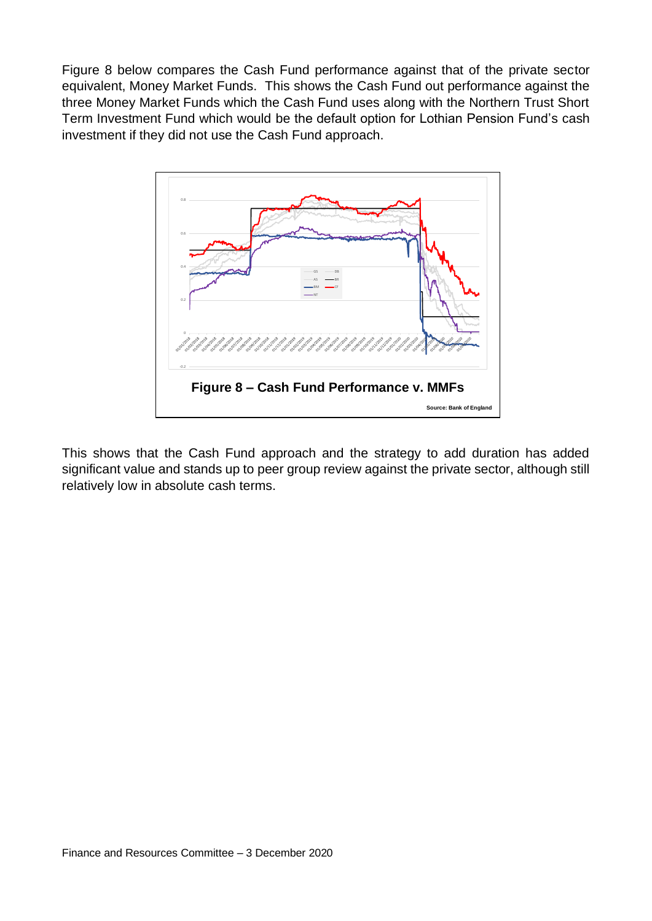Figure 8 below compares the Cash Fund performance against that of the private sector equivalent, Money Market Funds. This shows the Cash Fund out performance against the three Money Market Funds which the Cash Fund uses along with the Northern Trust Short Term Investment Fund which would be the default option for Lothian Pension Fund's cash investment if they did not use the Cash Fund approach.

0.8
0.6
0.4
0.2
0
-0.2

GS
DB
AS
BR
BM
CF
NT

**Figure 8 – Cash Fund Performance v. MMFs**

Source: Bank of England

This shows that the Cash Fund approach and the strategy to add duration has added significant value and stands up to peer group review against the private sector, although still relatively low in absolute cash terms.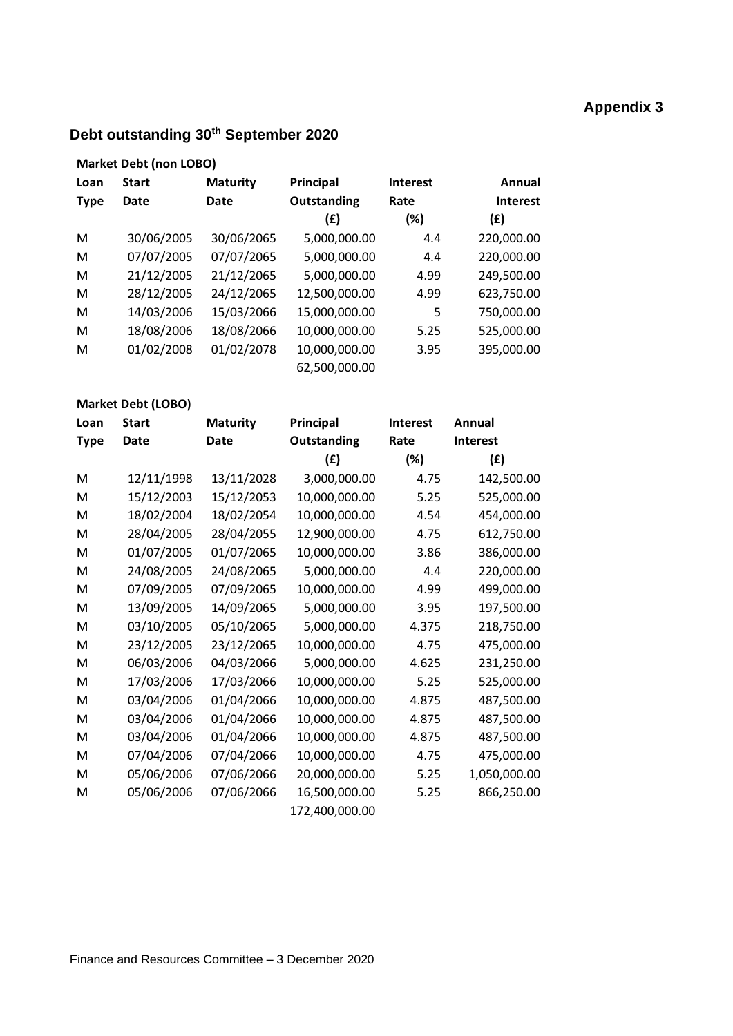**Appendix 3**

## Debt outstanding 30th September 2020

**Market Debt (non LOBO)**

| Loan Type | Start Date | Maturity Date | Principal Outstanding (£) | Interest Rate (%) | Annual Interest (£) |
|---|---|---|---|---|---|
| M | 30/06/2005 | 30/06/2065 | 5,000,000.00 | 4.4 | 220,000.00 |
| M | 07/07/2005 | 07/07/2065 | 5,000,000.00 | 4.4 | 220,000.00 |
| M | 21/12/2005 | 21/12/2065 | 5,000,000.00 | 4.99 | 249,500.00 |
| M | 28/12/2005 | 24/12/2065 | 12,500,000.00 | 4.99 | 623,750.00 |
| M | 14/03/2006 | 15/03/2066 | 15,000,000.00 | 5 | 750,000.00 |
| M | 18/08/2006 | 18/08/2066 | 10,000,000.00 | 5.25 | 525,000.00 |
| M | 01/02/2008 | 01/02/2078 | 10,000,000.00 | 3.95 | 395,000.00 |
| | | | 62,500,000.00 | | |

**Market Debt (LOBO)**

| Loan Type | Start Date | Maturity Date | Principal Outstanding (£) | Interest Rate (%) | Annual Interest (£) |
|---|---|---|---|---|---|
| M | 12/11/1998 | 13/11/2028 | 3,000,000.00 | 4.75 | 142,500.00 |
| M | 15/12/2003 | 15/12/2053 | 10,000,000.00 | 5.25 | 525,000.00 |
| M | 18/02/2004 | 18/02/2054 | 10,000,000.00 | 4.54 | 454,000.00 |
| M | 28/04/2005 | 28/04/2055 | 12,900,000.00 | 4.75 | 612,750.00 |
| M | 01/07/2005 | 01/07/2065 | 10,000,000.00 | 3.86 | 386,000.00 |
| M | 24/08/2005 | 24/08/2065 | 5,000,000.00 | 4.4 | 220,000.00 |
| M | 07/09/2005 | 07/09/2065 | 10,000,000.00 | 4.99 | 499,000.00 |
| M | 13/09/2005 | 14/09/2065 | 5,000,000.00 | 3.95 | 197,500.00 |
| M | 03/10/2005 | 05/10/2065 | 5,000,000.00 | 4.375 | 218,750.00 |
| M | 23/12/2005 | 23/12/2065 | 10,000,000.00 | 4.75 | 475,000.00 |
| M | 06/03/2006 | 04/03/2066 | 5,000,000.00 | 4.625 | 231,250.00 |
| M | 17/03/2006 | 17/03/2066 | 10,000,000.00 | 5.25 | 525,000.00 |
| M | 03/04/2006 | 01/04/2066 | 10,000,000.00 | 4.875 | 487,500.00 |
| M | 03/04/2006 | 01/04/2066 | 10,000,000.00 | 4.875 | 487,500.00 |
| M | 03/04/2006 | 01/04/2066 | 10,000,000.00 | 4.875 | 487,500.00 |
| M | 07/04/2006 | 07/04/2066 | 10,000,000.00 | 4.75 | 475,000.00 |
| M | 05/06/2006 | 07/06/2066 | 20,000,000.00 | 5.25 | 1,050,000.00 |
| M | 05/06/2006 | 07/06/2066 | 16,500,000.00 | 5.25 | 866,250.00 |
| | | | 172,400,000.00 | | |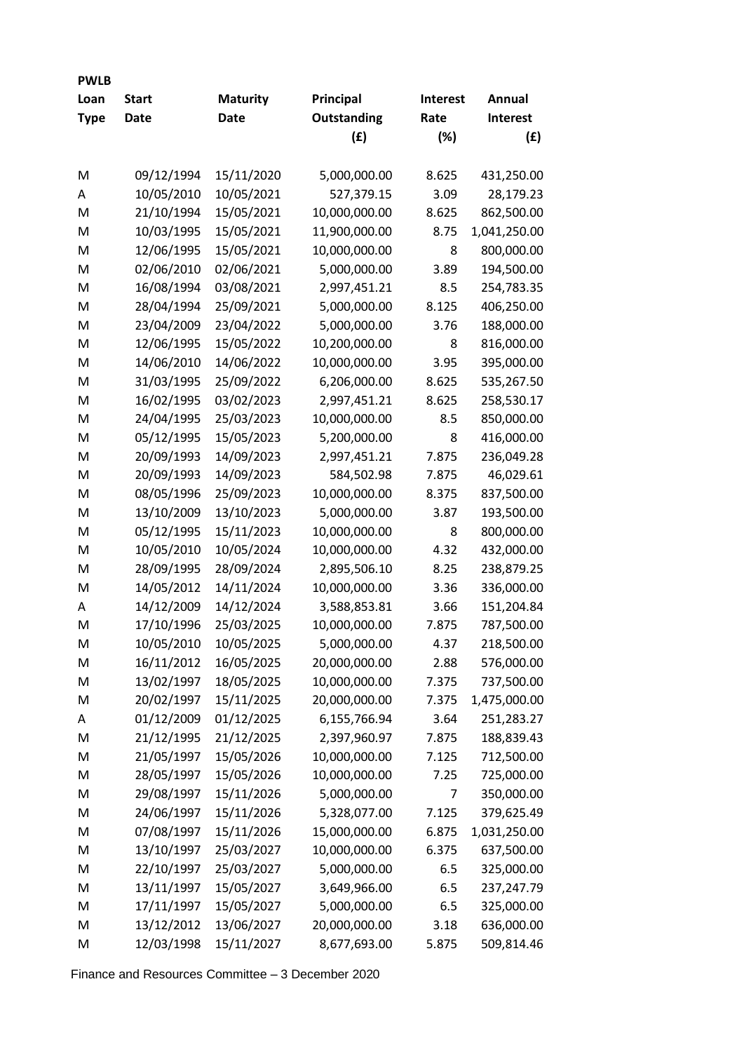| PWLB Loan Type | Start Date | Maturity Date | Principal Outstanding (£) | Interest Rate (%) | Annual Interest (£) |
|---|---|---|---|---|---|
| M | 09/12/1994 | 15/11/2020 | 5,000,000.00 | 8.625 | 431,250.00 |
| A | 10/05/2010 | 10/05/2021 | 527,379.15 | 3.09 | 28,179.23 |
| M | 21/10/1994 | 15/05/2021 | 10,000,000.00 | 8.625 | 862,500.00 |
| M | 10/03/1995 | 15/05/2021 | 11,900,000.00 | 8.75 | 1,041,250.00 |
| M | 12/06/1995 | 15/05/2021 | 10,000,000.00 | 8 | 800,000.00 |
| M | 02/06/2010 | 02/06/2021 | 5,000,000.00 | 3.89 | 194,500.00 |
| M | 16/08/1994 | 03/08/2021 | 2,997,451.21 | 8.5 | 254,783.35 |
| M | 28/04/1994 | 25/09/2021 | 5,000,000.00 | 8.125 | 406,250.00 |
| M | 23/04/2009 | 23/04/2022 | 5,000,000.00 | 3.76 | 188,000.00 |
| M | 12/06/1995 | 15/05/2022 | 10,200,000.00 | 8 | 816,000.00 |
| M | 14/06/2010 | 14/06/2022 | 10,000,000.00 | 3.95 | 395,000.00 |
| M | 31/03/1995 | 25/09/2022 | 6,206,000.00 | 8.625 | 535,267.50 |
| M | 16/02/1995 | 03/02/2023 | 2,997,451.21 | 8.625 | 258,530.17 |
| M | 24/04/1995 | 25/03/2023 | 10,000,000.00 | 8.5 | 850,000.00 |
| M | 05/12/1995 | 15/05/2023 | 5,200,000.00 | 8 | 416,000.00 |
| M | 20/09/1993 | 14/09/2023 | 2,997,451.21 | 7.875 | 236,049.28 |
| M | 20/09/1993 | 14/09/2023 | 584,502.98 | 7.875 | 46,029.61 |
| M | 08/05/1996 | 25/09/2023 | 10,000,000.00 | 8.375 | 837,500.00 |
| M | 13/10/2009 | 13/10/2023 | 5,000,000.00 | 3.87 | 193,500.00 |
| M | 05/12/1995 | 15/11/2023 | 10,000,000.00 | 8 | 800,000.00 |
| M | 10/05/2010 | 10/05/2024 | 10,000,000.00 | 4.32 | 432,000.00 |
| M | 28/09/1995 | 28/09/2024 | 2,895,506.10 | 8.25 | 238,879.25 |
| M | 14/05/2012 | 14/11/2024 | 10,000,000.00 | 3.36 | 336,000.00 |
| A | 14/12/2009 | 14/12/2024 | 3,588,853.81 | 3.66 | 151,204.84 |
| M | 17/10/1996 | 25/03/2025 | 10,000,000.00 | 7.875 | 787,500.00 |
| M | 10/05/2010 | 10/05/2025 | 5,000,000.00 | 4.37 | 218,500.00 |
| M | 16/11/2012 | 16/05/2025 | 20,000,000.00 | 2.88 | 576,000.00 |
| M | 13/02/1997 | 18/05/2025 | 10,000,000.00 | 7.375 | 737,500.00 |
| M | 20/02/1997 | 15/11/2025 | 20,000,000.00 | 7.375 | 1,475,000.00 |
| A | 01/12/2009 | 01/12/2025 | 6,155,766.94 | 3.64 | 251,283.27 |
| M | 21/12/1995 | 21/12/2025 | 2,397,960.97 | 7.875 | 188,839.43 |
| M | 21/05/1997 | 15/05/2026 | 10,000,000.00 | 7.125 | 712,500.00 |
| M | 28/05/1997 | 15/05/2026 | 10,000,000.00 | 7.25 | 725,000.00 |
| M | 29/08/1997 | 15/11/2026 | 5,000,000.00 | 7 | 350,000.00 |
| M | 24/06/1997 | 15/11/2026 | 5,328,077.00 | 7.125 | 379,625.49 |
| M | 07/08/1997 | 15/11/2026 | 15,000,000.00 | 6.875 | 1,031,250.00 |
| M | 13/10/1997 | 25/03/2027 | 10,000,000.00 | 6.375 | 637,500.00 |
| M | 22/10/1997 | 25/03/2027 | 5,000,000.00 | 6.5 | 325,000.00 |
| M | 13/11/1997 | 15/05/2027 | 3,649,966.00 | 6.5 | 237,247.79 |
| M | 17/11/1997 | 15/05/2027 | 5,000,000.00 | 6.5 | 325,000.00 |
| M | 13/12/2012 | 13/06/2027 | 20,000,000.00 | 3.18 | 636,000.00 |
| M | 12/03/1998 | 15/11/2027 | 8,677,693.00 | 5.875 | 509,814.46 |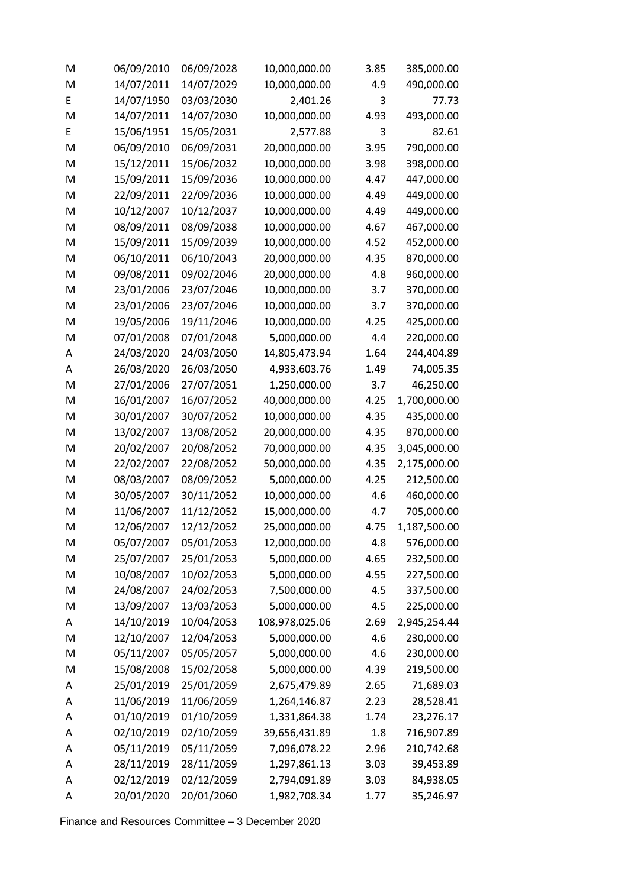| | | | | | |
|---|---|---|---|---|---|
| M | 06/09/2010 | 06/09/2028 | 10,000,000.00 | 3.85 | 385,000.00 |
| M | 14/07/2011 | 14/07/2029 | 10,000,000.00 | 4.9 | 490,000.00 |
| E | 14/07/1950 | 03/03/2030 | 2,401.26 | 3 | 77.73 |
| M | 14/07/2011 | 14/07/2030 | 10,000,000.00 | 4.93 | 493,000.00 |
| E | 15/06/1951 | 15/05/2031 | 2,577.88 | 3 | 82.61 |
| M | 06/09/2010 | 06/09/2031 | 20,000,000.00 | 3.95 | 790,000.00 |
| M | 15/12/2011 | 15/06/2032 | 10,000,000.00 | 3.98 | 398,000.00 |
| M | 15/09/2011 | 15/09/2036 | 10,000,000.00 | 4.47 | 447,000.00 |
| M | 22/09/2011 | 22/09/2036 | 10,000,000.00 | 4.49 | 449,000.00 |
| M | 10/12/2007 | 10/12/2037 | 10,000,000.00 | 4.49 | 449,000.00 |
| M | 08/09/2011 | 08/09/2038 | 10,000,000.00 | 4.67 | 467,000.00 |
| M | 15/09/2011 | 15/09/2039 | 10,000,000.00 | 4.52 | 452,000.00 |
| M | 06/10/2011 | 06/10/2043 | 20,000,000.00 | 4.35 | 870,000.00 |
| M | 09/08/2011 | 09/02/2046 | 20,000,000.00 | 4.8 | 960,000.00 |
| M | 23/01/2006 | 23/07/2046 | 10,000,000.00 | 3.7 | 370,000.00 |
| M | 23/01/2006 | 23/07/2046 | 10,000,000.00 | 3.7 | 370,000.00 |
| M | 19/05/2006 | 19/11/2046 | 10,000,000.00 | 4.25 | 425,000.00 |
| M | 07/01/2008 | 07/01/2048 | 5,000,000.00 | 4.4 | 220,000.00 |
| A | 24/03/2020 | 24/03/2050 | 14,805,473.94 | 1.64 | 244,404.89 |
| A | 26/03/2020 | 26/03/2050 | 4,933,603.76 | 1.49 | 74,005.35 |
| M | 27/01/2006 | 27/07/2051 | 1,250,000.00 | 3.7 | 46,250.00 |
| M | 16/01/2007 | 16/07/2052 | 40,000,000.00 | 4.25 | 1,700,000.00 |
| M | 30/01/2007 | 30/07/2052 | 10,000,000.00 | 4.35 | 435,000.00 |
| M | 13/02/2007 | 13/08/2052 | 20,000,000.00 | 4.35 | 870,000.00 |
| M | 20/02/2007 | 20/08/2052 | 70,000,000.00 | 4.35 | 3,045,000.00 |
| M | 22/02/2007 | 22/08/2052 | 50,000,000.00 | 4.35 | 2,175,000.00 |
| M | 08/03/2007 | 08/09/2052 | 5,000,000.00 | 4.25 | 212,500.00 |
| M | 30/05/2007 | 30/11/2052 | 10,000,000.00 | 4.6 | 460,000.00 |
| M | 11/06/2007 | 11/12/2052 | 15,000,000.00 | 4.7 | 705,000.00 |
| M | 12/06/2007 | 12/12/2052 | 25,000,000.00 | 4.75 | 1,187,500.00 |
| M | 05/07/2007 | 05/01/2053 | 12,000,000.00 | 4.8 | 576,000.00 |
| M | 25/07/2007 | 25/01/2053 | 5,000,000.00 | 4.65 | 232,500.00 |
| M | 10/08/2007 | 10/02/2053 | 5,000,000.00 | 4.55 | 227,500.00 |
| M | 24/08/2007 | 24/02/2053 | 7,500,000.00 | 4.5 | 337,500.00 |
| M | 13/09/2007 | 13/03/2053 | 5,000,000.00 | 4.5 | 225,000.00 |
| A | 14/10/2019 | 10/04/2053 | 108,978,025.06 | 2.69 | 2,945,254.44 |
| M | 12/10/2007 | 12/04/2053 | 5,000,000.00 | 4.6 | 230,000.00 |
| M | 05/11/2007 | 05/05/2057 | 5,000,000.00 | 4.6 | 230,000.00 |
| M | 15/08/2008 | 15/02/2058 | 5,000,000.00 | 4.39 | 219,500.00 |
| A | 25/01/2019 | 25/01/2059 | 2,675,479.89 | 2.65 | 71,689.03 |
| A | 11/06/2019 | 11/06/2059 | 1,264,146.87 | 2.23 | 28,528.41 |
| A | 01/10/2019 | 01/10/2059 | 1,331,864.38 | 1.74 | 23,276.17 |
| A | 02/10/2019 | 02/10/2059 | 39,656,431.89 | 1.8 | 716,907.89 |
| A | 05/11/2019 | 05/11/2059 | 7,096,078.22 | 2.96 | 210,742.68 |
| A | 28/11/2019 | 28/11/2059 | 1,297,861.13 | 3.03 | 39,453.89 |
| A | 02/12/2019 | 02/12/2059 | 2,794,091.89 | 3.03 | 84,938.05 |
| A | 20/01/2020 | 20/01/2060 | 1,982,708.34 | 1.77 | 35,246.97 |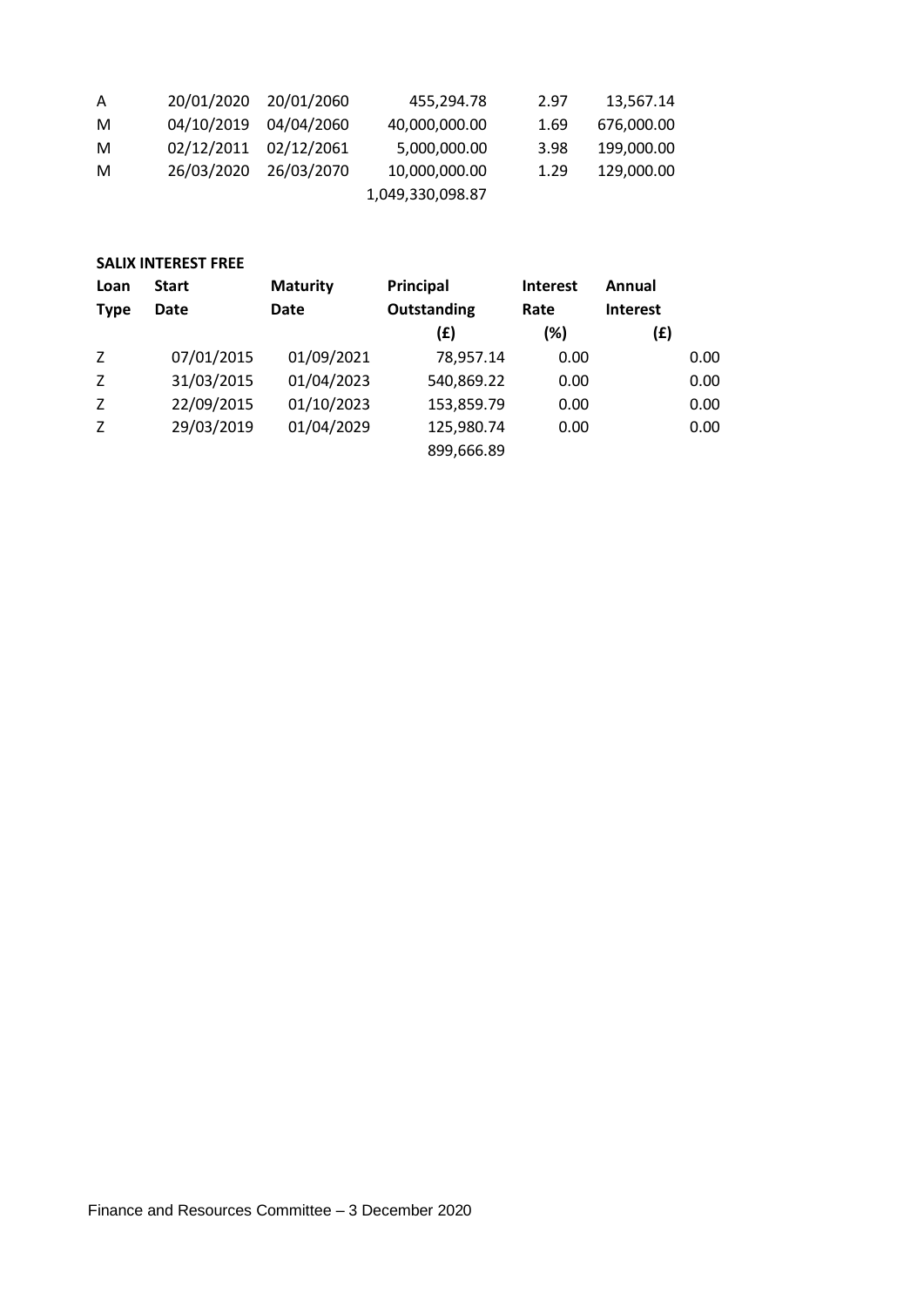| | | | | | |
|---|---|---|---|---|---|
| A | 20/01/2020 | 20/01/2060 | 455,294.78 | 2.97 | 13,567.14 |
| M | 04/10/2019 | 04/04/2060 | 40,000,000.00 | 1.69 | 676,000.00 |
| M | 02/12/2011 | 02/12/2061 | 5,000,000.00 | 3.98 | 199,000.00 |
| M | 26/03/2020 | 26/03/2070 | 10,000,000.00 | 1.29 | 129,000.00 |
| | | | 1,049,330,098.87 | | |

**SALIX INTEREST FREE**

| Loan Type | Start Date | Maturity Date | Principal Outstanding (£) | Interest Rate (%) | Annual Interest (£) |
|---|---|---|---|---|---|
| Z | 07/01/2015 | 01/09/2021 | 78,957.14 | 0.00 | 0.00 |
| Z | 31/03/2015 | 01/04/2023 | 540,869.22 | 0.00 | 0.00 |
| Z | 22/09/2015 | 01/10/2023 | 153,859.79 | 0.00 | 0.00 |
| Z | 29/03/2019 | 01/04/2029 | 125,980.74 | 0.00 | 0.00 |
| | | | 899,666.89 | | |